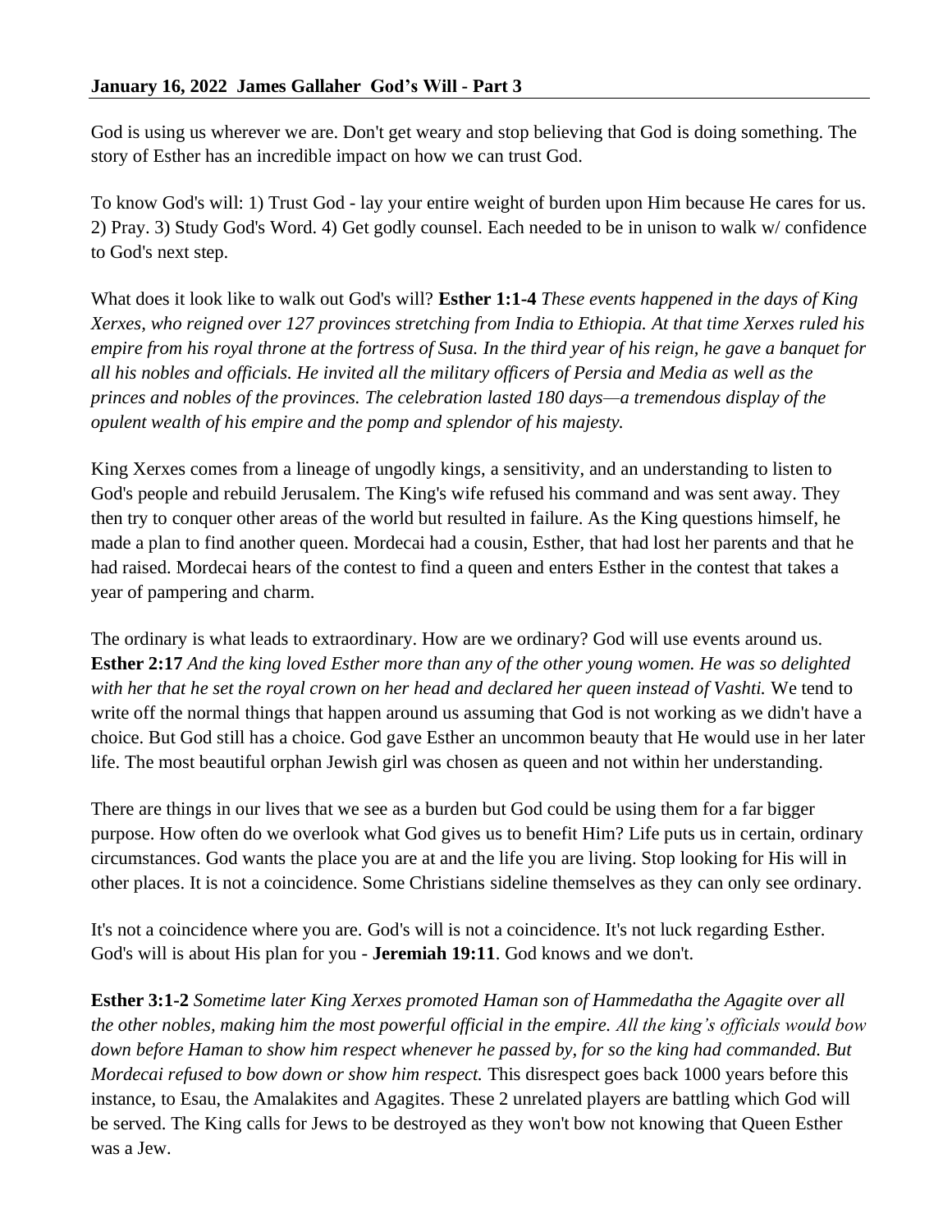**January 16, 2022 James Gallaher God's Will - Part 3**

God is using us wherever we are. Don't get weary and stop believing that God is doing something. The story of Esther has an incredible impact on how we can trust God.

To know God's will: 1) Trust God - lay your entire weight of burden upon Him because He cares for us. 2) Pray. 3) Study God's Word. 4) Get godly counsel. Each needed to be in unison to walk w/ confidence to God's next step.

What does it look like to walk out God's will? **Esther 1:1-4** *These events happened in the days of King Xerxes, who reigned over 127 provinces stretching from India to Ethiopia. At that time Xerxes ruled his empire from his royal throne at the fortress of Susa. In the third year of his reign, he gave a banquet for all his nobles and officials. He invited all the military officers of Persia and Media as well as the princes and nobles of the provinces. The celebration lasted 180 days—a tremendous display of the opulent wealth of his empire and the pomp and splendor of his majesty.*

King Xerxes comes from a lineage of ungodly kings, a sensitivity, and an understanding to listen to God's people and rebuild Jerusalem. The King's wife refused his command and was sent away. They then try to conquer other areas of the world but resulted in failure. As the King questions himself, he made a plan to find another queen. Mordecai had a cousin, Esther, that had lost her parents and that he had raised. Mordecai hears of the contest to find a queen and enters Esther in the contest that takes a year of pampering and charm.

The ordinary is what leads to extraordinary. How are we ordinary? God will use events around us. **Esther 2:17** *And the king loved Esther more than any of the other young women. He was so delighted with her that he set the royal crown on her head and declared her queen instead of Vashti.* We tend to write off the normal things that happen around us assuming that God is not working as we didn't have a choice. But God still has a choice. God gave Esther an uncommon beauty that He would use in her later life. The most beautiful orphan Jewish girl was chosen as queen and not within her understanding.

There are things in our lives that we see as a burden but God could be using them for a far bigger purpose. How often do we overlook what God gives us to benefit Him? Life puts us in certain, ordinary circumstances. God wants the place you are at and the life you are living. Stop looking for His will in other places. It is not a coincidence. Some Christians sideline themselves as they can only see ordinary.

It's not a coincidence where you are. God's will is not a coincidence. It's not luck regarding Esther. God's will is about His plan for you - **Jeremiah 19:11**. God knows and we don't.

**Esther 3:1-2** *Sometime later King Xerxes promoted Haman son of Hammedatha the Agagite over all the other nobles, making him the most powerful official in the empire. All the king's officials would bow down before Haman to show him respect whenever he passed by, for so the king had commanded. But Mordecai refused to bow down or show him respect.* This disrespect goes back 1000 years before this instance, to Esau, the Amalakites and Agagites. These 2 unrelated players are battling which God will be served. The King calls for Jews to be destroyed as they won't bow not knowing that Queen Esther was a Jew.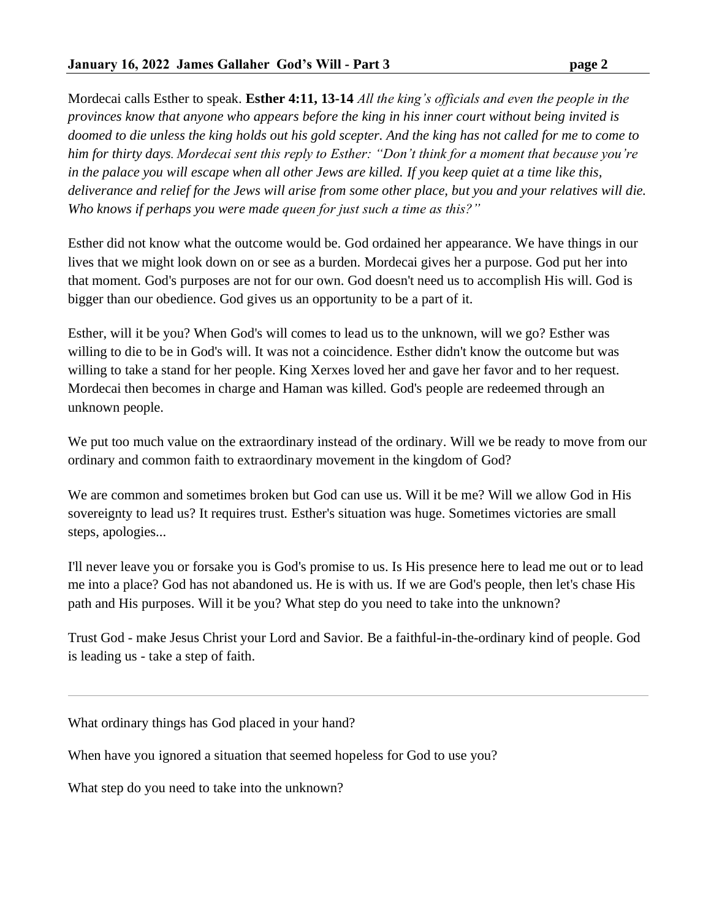Mordecai calls Esther to speak. **Esther 4:11, 13-14** *All the king's officials and even the people in the provinces know that anyone who appears before the king in his inner court without being invited is doomed to die unless the king holds out his gold scepter. And the king has not called for me to come to him for thirty days. Mordecai sent this reply to Esther: "Don't think for a moment that because you're in the palace you will escape when all other Jews are killed. If you keep quiet at a time like this, deliverance and relief for the Jews will arise from some other place, but you and your relatives will die. Who knows if perhaps you were made queen for just such a time as this?"*

Esther did not know what the outcome would be. God ordained her appearance. We have things in our lives that we might look down on or see as a burden. Mordecai gives her a purpose. God put her into that moment. God's purposes are not for our own. God doesn't need us to accomplish His will. God is bigger than our obedience. God gives us an opportunity to be a part of it.

Esther, will it be you? When God's will comes to lead us to the unknown, will we go? Esther was willing to die to be in God's will. It was not a coincidence. Esther didn't know the outcome but was willing to take a stand for her people. King Xerxes loved her and gave her favor and to her request. Mordecai then becomes in charge and Haman was killed. God's people are redeemed through an unknown people.

We put too much value on the extraordinary instead of the ordinary. Will we be ready to move from our ordinary and common faith to extraordinary movement in the kingdom of God?

We are common and sometimes broken but God can use us. Will it be me? Will we allow God in His sovereignty to lead us? It requires trust. Esther's situation was huge. Sometimes victories are small steps, apologies...

I'll never leave you or forsake you is God's promise to us. Is His presence here to lead me out or to lead me into a place? God has not abandoned us. He is with us. If we are God's people, then let's chase His path and His purposes. Will it be you? What step do you need to take into the unknown?

Trust God - make Jesus Christ your Lord and Savior. Be a faithful-in-the-ordinary kind of people. God is leading us - take a step of faith.

---

What ordinary things has God placed in your hand?

When have you ignored a situation that seemed hopeless for God to use you?

What step do you need to take into the unknown?